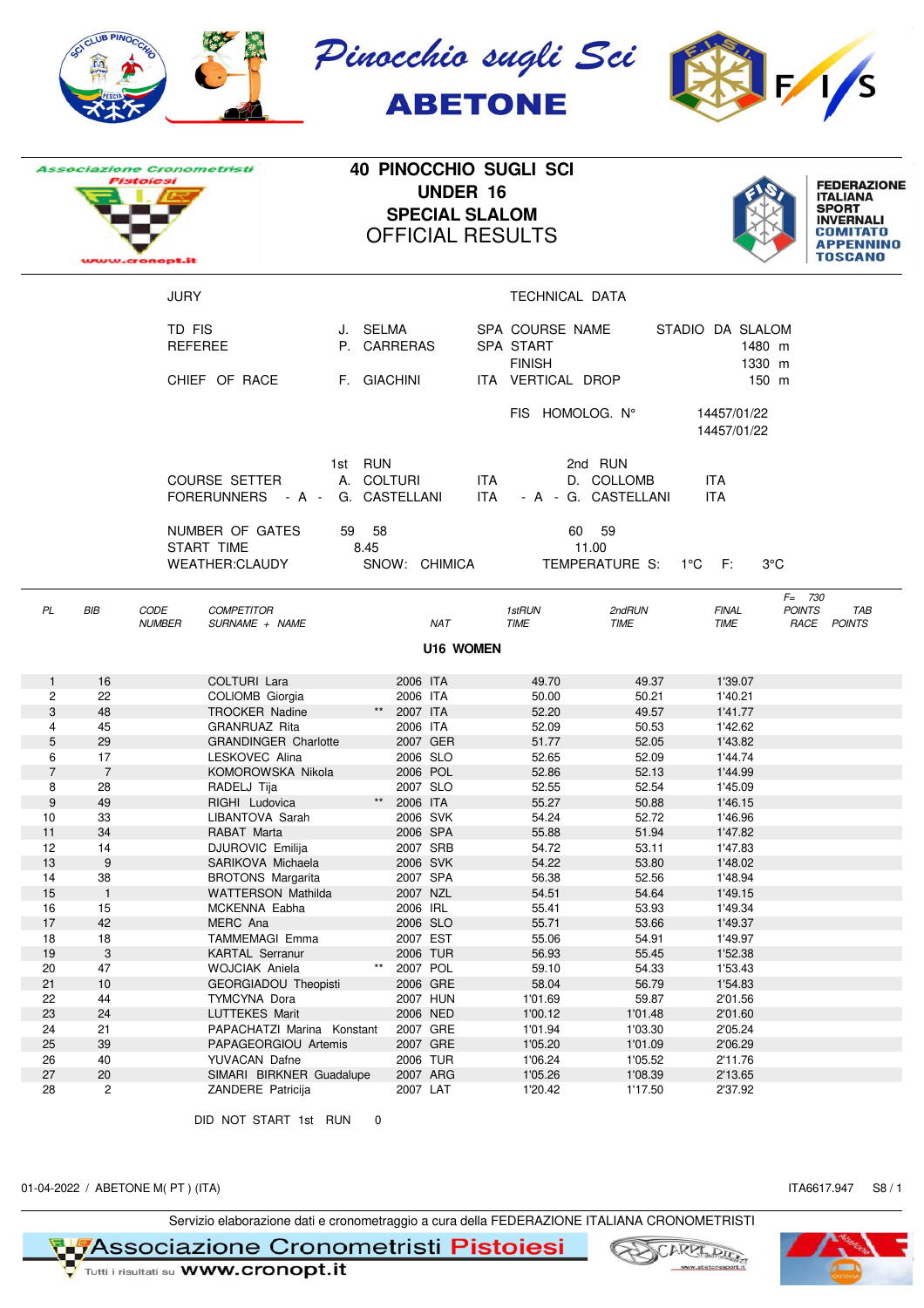Pinocchio sugli Sci

ABETONE

Associazione Cronometristi Pistoiesi

www.cronopt.it

# 40 PINOCCHIO SUGLI SCI
## UNDER 16
## SPECIAL SLALOM
## OFFICIAL RESULTS

FEDERAZIONE ITALIANA SPORT INVERNALI COMITATO APPENNINO TOSCANO

| JURY | | | TECHNICAL DATA | |
|---|---|---|---|---|
| TD FIS | J. SELMA | SPA | COURSE NAME | STADIO DA SLALOM |
| REFEREE | P. CARRERAS | SPA | START | 1480 m |
| | | | FINISH | 1330 m |
| CHIEF OF RACE | F. GIACHINI | ITA | VERTICAL DROP | 150 m |
| | | | FIS HOMOLOG. N° | 14457/01/22 |
| | | | | 14457/01/22 |

| | 1st RUN | | 2nd RUN | |
|---|---|---|---|---|
| COURSE SETTER | A. COLTURI | ITA | D. COLLOMB | ITA |
| FORERUNNERS - A - | G. CASTELLANI | ITA | - A - G. CASTELLANI | ITA |
| NUMBER OF GATES | 59 58 | | 60 59 | |
| START TIME | 8.45 | | 11.00 | |

WEATHER:CLAUDY SNOW: CHIMICA TEMPERATURE S: 1°C F: 3°C

F= 730

| PL | BIB | CODE NUMBER | COMPETITOR SURNAME + NAME | | NAT | 1stRUN TIME | 2ndRUN TIME | FINAL TIME | POINTS RACE | TAB POINTS |
|---|---|---|---|---|---|---|---|---|---|---|
| | | | **U16 WOMEN** | | | | | | | |
| 1 | 16 | | COLTURI Lara | | 2006 ITA | 49.70 | 49.37 | 1'39.07 | | |
| 2 | 22 | | COLIOMB Giorgia | | 2006 ITA | 50.00 | 50.21 | 1'40.21 | | |
| 3 | 48 | | TROCKER Nadine | ** | 2007 ITA | 52.20 | 49.57 | 1'41.77 | | |
| 4 | 45 | | GRANRUAZ Rita | | 2006 ITA | 52.09 | 50.53 | 1'42.62 | | |
| 5 | 29 | | GRANDINGER Charlotte | | 2007 GER | 51.77 | 52.05 | 1'43.82 | | |
| 6 | 17 | | LESKOVEC Alina | | 2006 SLO | 52.65 | 52.09 | 1'44.74 | | |
| 7 | 7 | | KOMOROWSKA Nikola | | 2006 POL | 52.86 | 52.13 | 1'44.99 | | |
| 8 | 28 | | RADELJ Tija | | 2007 SLO | 52.55 | 52.54 | 1'45.09 | | |
| 9 | 49 | | RIGHI Ludovica | ** | 2006 ITA | 55.27 | 50.88 | 1'46.15 | | |
| 10 | 33 | | LIBANTOVA Sarah | | 2006 SVK | 54.24 | 52.72 | 1'46.96 | | |
| 11 | 34 | | RABAT Marta | | 2006 SPA | 55.88 | 51.94 | 1'47.82 | | |
| 12 | 14 | | DJUROVIC Emilija | | 2007 SRB | 54.72 | 53.11 | 1'47.83 | | |
| 13 | 9 | | SARIKOVA Michaela | | 2006 SVK | 54.22 | 53.80 | 1'48.02 | | |
| 14 | 38 | | BROTONS Margarita | | 2007 SPA | 56.38 | 52.56 | 1'48.94 | | |
| 15 | 1 | | WATTERSON Mathilda | | 2007 NZL | 54.51 | 54.64 | 1'49.15 | | |
| 16 | 15 | | MCKENNA Eabha | | 2006 IRL | 55.41 | 53.93 | 1'49.34 | | |
| 17 | 42 | | MERC Ana | | 2006 SLO | 55.71 | 53.66 | 1'49.37 | | |
| 18 | 18 | | TAMMEMAGI Emma | | 2007 EST | 55.06 | 54.91 | 1'49.97 | | |
| 19 | 3 | | KARTAL Serranur | | 2006 TUR | 56.93 | 55.45 | 1'52.38 | | |
| 20 | 47 | | WOJCIAK Aniela | ** | 2007 POL | 59.10 | 54.33 | 1'53.43 | | |
| 21 | 10 | | GEORGIADOU Theopisti | | 2006 GRE | 58.04 | 56.79 | 1'54.83 | | |
| 22 | 44 | | TYMCYNA Dora | | 2007 HUN | 1'01.69 | 59.87 | 2'01.56 | | |
| 23 | 24 | | LUTTEKES Marit | | 2006 NED | 1'00.12 | 1'01.48 | 2'01.60 | | |
| 24 | 21 | | PAPACHATZI Marina Konstant | | 2007 GRE | 1'01.94 | 1'03.30 | 2'05.24 | | |
| 25 | 39 | | PAPAGEORGIOU Artemis | | 2007 GRE | 1'05.20 | 1'01.09 | 2'06.29 | | |
| 26 | 40 | | YUVACAN Dafne | | 2006 TUR | 1'06.24 | 1'05.52 | 2'11.76 | | |
| 27 | 20 | | SIMARI BIRKNER Guadalupe | | 2007 ARG | 1'05.26 | 1'08.39 | 2'13.65 | | |
| 28 | 2 | | ZANDERE Patricija | | 2007 LAT | 1'20.42 | 1'17.50 | 2'37.92 | | |

DID NOT START 1st RUN 0

01-04-2022 / ABETONE M( PT ) (ITA) ITA6617.947 S8 / 1

Servizio elaborazione dati e cronometraggio a cura della FEDERAZIONE ITALIANA CRONOMETRISTI

Associazione Cronometristi Pistoiesi

Tutti i risultati su www.cronopt.it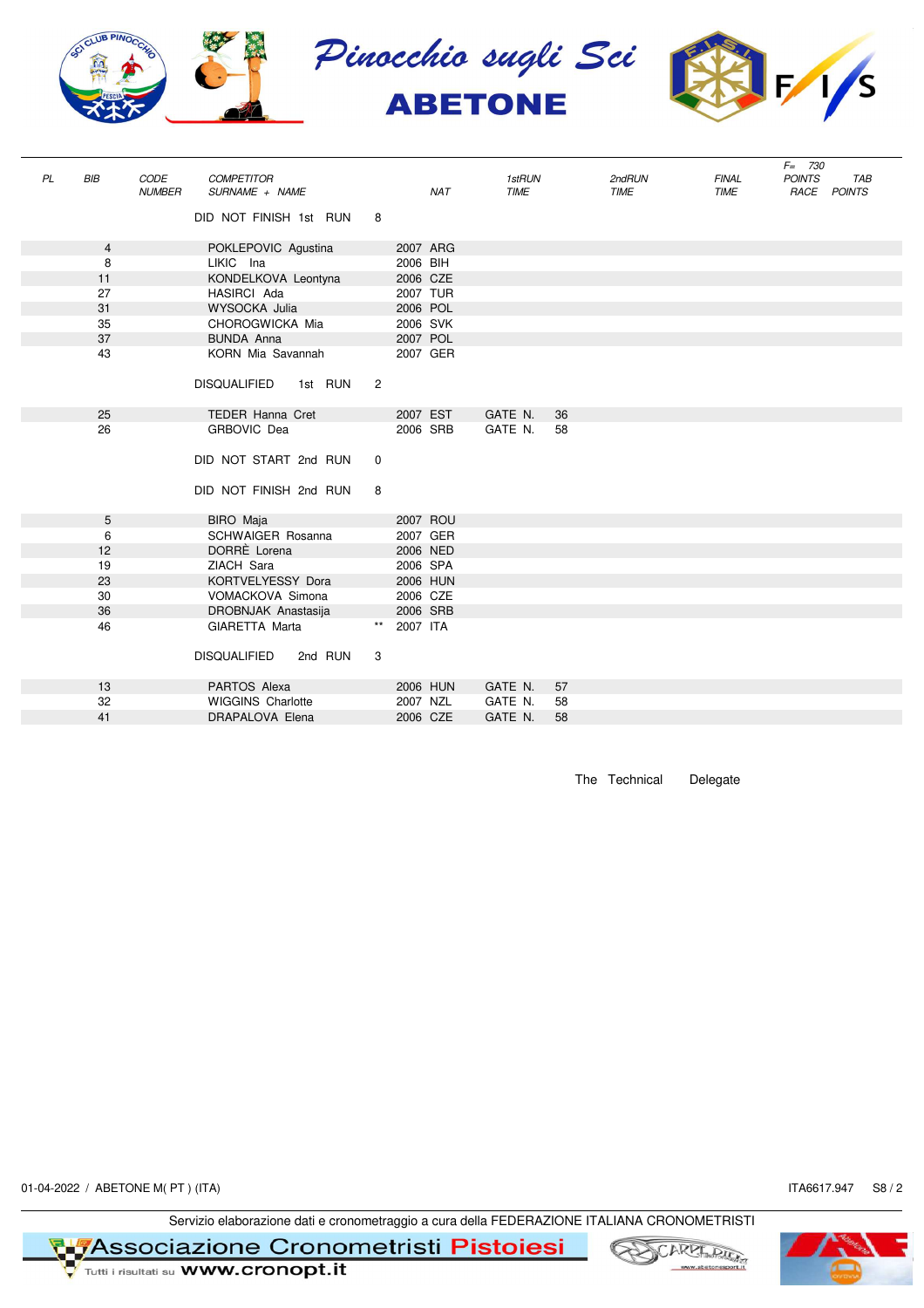# Pinocchio sugli Sci
## ABETONE

| PL | BIB | CODE NUMBER | COMPETITOR SURNAME + NAME | | NAT | 1stRUN TIME | | 2ndRUN TIME | FINAL TIME | F= 730 POINTS RACE | TAB POINTS |
|---|---|---|---|---|---|---|---|---|---|---|---|
| | | | DID NOT FINISH 1st RUN | 8 | | | | | | | |
| | 4 | | POKLEPOVIC Agustina | | 2007 ARG | | | | | | |
| | 8 | | LIKIC Ina | | 2006 BIH | | | | | | |
| | 11 | | KONDELKOVA Leontyna | | 2006 CZE | | | | | | |
| | 27 | | HASIRCI Ada | | 2007 TUR | | | | | | |
| | 31 | | WYSOCKA Julia | | 2006 POL | | | | | | |
| | 35 | | CHOROGWICKA Mia | | 2006 SVK | | | | | | |
| | 37 | | BUNDA Anna | | 2007 POL | | | | | | |
| | 43 | | KORN Mia Savannah | | 2007 GER | | | | | | |
| | | | DISQUALIFIED 1st RUN | 2 | | | | | | | |
| | 25 | | TEDER Hanna Cret | | 2007 EST | GATE N. | 36 | | | | |
| | 26 | | GRBOVIC Dea | | 2006 SRB | GATE N. | 58 | | | | |
| | | | DID NOT START 2nd RUN | 0 | | | | | | | |
| | | | DID NOT FINISH 2nd RUN | 8 | | | | | | | |
| | 5 | | BIRO Maja | | 2007 ROU | | | | | | |
| | 6 | | SCHWAIGER Rosanna | | 2007 GER | | | | | | |
| | 12 | | DORRÈ Lorena | | 2006 NED | | | | | | |
| | 19 | | ZIACH Sara | | 2006 SPA | | | | | | |
| | 23 | | KORTVELYESSY Dora | | 2006 HUN | | | | | | |
| | 30 | | VOMACKOVA Simona | | 2006 CZE | | | | | | |
| | 36 | | DROBNJAK Anastasija | | 2006 SRB | | | | | | |
| | 46 | | GIARETTA Marta | ** | 2007 ITA | | | | | | |
| | | | DISQUALIFIED 2nd RUN | 3 | | | | | | | |
| | 13 | | PARTOS Alexa | | 2006 HUN | GATE N. | 57 | | | | |
| | 32 | | WIGGINS Charlotte | | 2007 NZL | GATE N. | 58 | | | | |
| | 41 | | DRAPALOVA Elena | | 2006 CZE | GATE N. | 58 | | | | |

The Technical Delegate

01-04-2022 / ABETONE M( PT ) (ITA) ITA6617.947 S8 / 2

Servizio elaborazione dati e cronometraggio a cura della FEDERAZIONE ITALIANA CRONOMETRISTI

Associazione Cronometristi Pistoiesi — Tutti i risultati su www.cronopt.it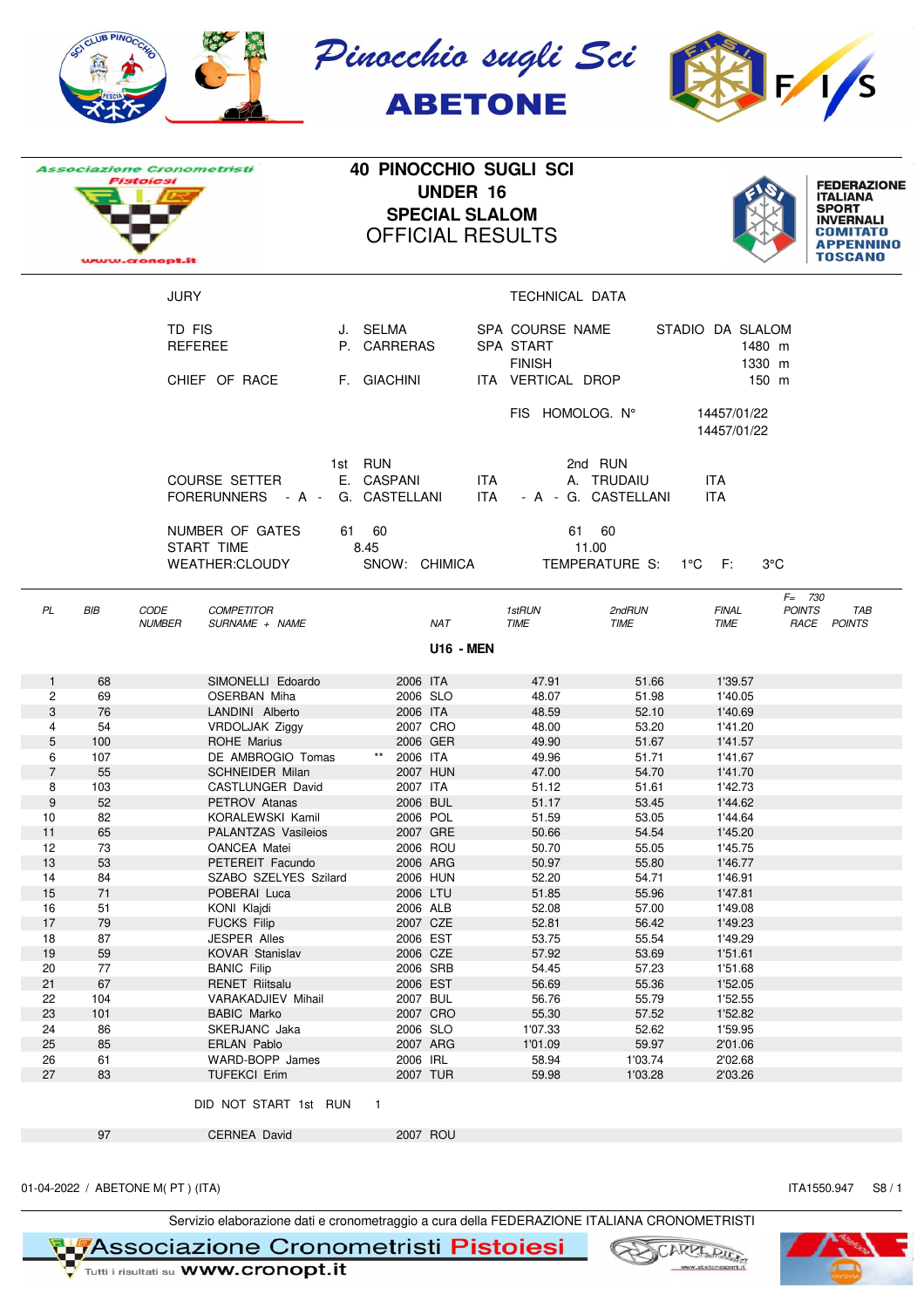Pinocchio sugli Sci
ABETONE

# 40 PINOCCHIO SUGLI SCI
## UNDER 16
## SPECIAL SLALOM
## OFFICIAL RESULTS

FEDERAZIONE ITALIANA SPORT INVERNALI COMITATO APPENNINO TOSCANO

| JURY | | | TECHNICAL DATA | |
|---|---|---|---|---|
| TD FIS | J. SELMA | SPA | COURSE NAME | STADIO DA SLALOM |
| REFEREE | P. CARRERAS | SPA | START | 1480 m |
| | | | FINISH | 1330 m |
| CHIEF OF RACE | F. GIACHINI | ITA | VERTICAL DROP | 150 m |
| | | | FIS HOMOLOG. N° | 14457/01/22 |
| | | | | 14457/01/22 |

| | 1st RUN | | 2nd RUN | |
|---|---|---|---|---|
| COURSE SETTER | E. CASPANI | ITA | A. TRUDAIU | ITA |
| FORERUNNERS - A - | G. CASTELLANI | ITA | - A - G. CASTELLANI | ITA |
| NUMBER OF GATES | 61 60 | | 61 60 | |
| START TIME | 8.45 | | 11.00 | |

WEATHER:CLOUDY SNOW: CHIMICA TEMPERATURE S: 1°C F: 3°C

### U16 - MEN

| PL | BIB | CODE NUMBER | COMPETITOR SURNAME + NAME | | NAT | 1stRUN TIME | 2ndRUN TIME | FINAL TIME | F= 730 POINTS RACE | TAB POINTS |
|---|---|---|---|---|---|---|---|---|---|---|
| 1 | 68 | | SIMONELLI Edoardo | 2006 | ITA | 47.91 | 51.66 | 1'39.57 | | |
| 2 | 69 | | OSERBAN Miha | 2006 | SLO | 48.07 | 51.98 | 1'40.05 | | |
| 3 | 76 | | LANDINI Alberto | 2006 | ITA | 48.59 | 52.10 | 1'40.69 | | |
| 4 | 54 | | VRDOLJAK Ziggy | 2007 | CRO | 48.00 | 53.20 | 1'41.20 | | |
| 5 | 100 | | ROHE Marius | 2006 | GER | 49.90 | 51.67 | 1'41.57 | | |
| 6 | 107 | | DE AMBROGIO Tomas ** | 2006 | ITA | 49.96 | 51.71 | 1'41.67 | | |
| 7 | 55 | | SCHNEIDER Milan | 2007 | HUN | 47.00 | 54.70 | 1'41.70 | | |
| 8 | 103 | | CASTLUNGER David | 2007 | ITA | 51.12 | 51.61 | 1'42.73 | | |
| 9 | 52 | | PETROV Atanas | 2006 | BUL | 51.17 | 53.45 | 1'44.62 | | |
| 10 | 82 | | KORALEWSKI Kamil | 2006 | POL | 51.59 | 53.05 | 1'44.64 | | |
| 11 | 65 | | PALANTZAS Vasileios | 2007 | GRE | 50.66 | 54.54 | 1'45.20 | | |
| 12 | 73 | | OANCEA Matei | 2006 | ROU | 50.70 | 55.05 | 1'45.75 | | |
| 13 | 53 | | PETEREIT Facundo | 2006 | ARG | 50.97 | 55.80 | 1'46.77 | | |
| 14 | 84 | | SZABO SZELYES Szilard | 2006 | HUN | 52.20 | 54.71 | 1'46.91 | | |
| 15 | 71 | | POBERAI Luca | 2006 | LTU | 51.85 | 55.96 | 1'47.81 | | |
| 16 | 51 | | KONI Klajdi | 2006 | ALB | 52.08 | 57.00 | 1'49.08 | | |
| 17 | 79 | | FUCKS Filip | 2007 | CZE | 52.81 | 56.42 | 1'49.23 | | |
| 18 | 87 | | JESPER Alles | 2006 | EST | 53.75 | 55.54 | 1'49.29 | | |
| 19 | 59 | | KOVAR Stanislav | 2006 | CZE | 57.92 | 53.69 | 1'51.61 | | |
| 20 | 77 | | BANIC Filip | 2006 | SRB | 54.45 | 57.23 | 1'51.68 | | |
| 21 | 67 | | RENET Riitsalu | 2006 | EST | 56.69 | 55.36 | 1'52.05 | | |
| 22 | 104 | | VARAKADJIEV Mihail | 2007 | BUL | 56.76 | 55.79 | 1'52.55 | | |
| 23 | 101 | | BABIC Marko | 2007 | CRO | 55.30 | 57.52 | 1'52.82 | | |
| 24 | 86 | | SKERJANC Jaka | 2006 | SLO | 1'07.33 | 52.62 | 1'59.95 | | |
| 25 | 85 | | ERLAN Pablo | 2007 | ARG | 1'01.09 | 59.97 | 2'01.06 | | |
| 26 | 61 | | WARD-BOPP James | 2006 | IRL | 58.94 | 1'03.74 | 2'02.68 | | |
| 27 | 83 | | TUFEKCI Erim | 2007 | TUR | 59.98 | 1'03.28 | 2'03.26 | | |

DID NOT START 1st RUN 1

| BIB | COMPETITOR | | NAT |
|---|---|---|---|
| 97 | CERNEA David | 2007 | ROU |

01-04-2022 / ABETONE M( PT ) (ITA) ITA1550.947 S8 / 1

Servizio elaborazione dati e cronometraggio a cura della FEDERAZIONE ITALIANA CRONOMETRISTI

Associazione Cronometristi Pistoiesi — Tutti i risultati su www.cronopt.it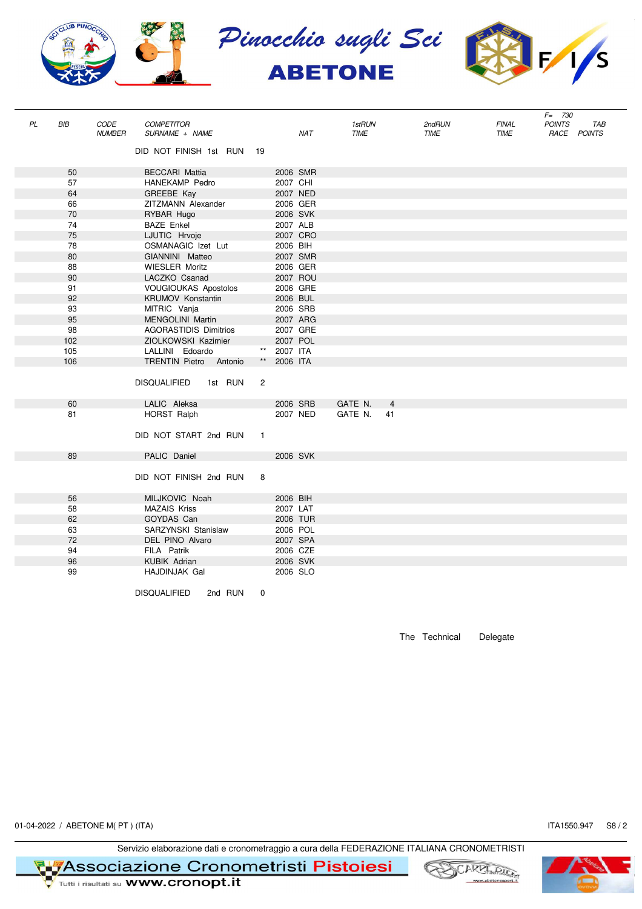# Pinocchio sugli Sci

## ABETONE

| PL | BIB | CODE NUMBER | COMPETITOR SURNAME + NAME | | NAT | 1stRUN TIME | 2ndRUN TIME | FINAL TIME | F= 730 POINTS RACE | TAB POINTS |
|---|---|---|---|---|---|---|---|---|---|---|
| | | | DID NOT FINISH 1st RUN 19 | | | | | | | |
| | 50 | | BECCARI Mattia | | 2006 SMR | | | | | |
| | 57 | | HANEKAMP Pedro | | 2007 CHI | | | | | |
| | 64 | | GREEBE Kay | | 2007 NED | | | | | |
| | 66 | | ZITZMANN Alexander | | 2006 GER | | | | | |
| | 70 | | RYBAR Hugo | | 2006 SVK | | | | | |
| | 74 | | BAZE Enkel | | 2007 ALB | | | | | |
| | 75 | | LJUTIC Hrvoje | | 2007 CRO | | | | | |
| | 78 | | OSMANAGIC Izet Lut | | 2006 BIH | | | | | |
| | 80 | | GIANNINI Matteo | | 2007 SMR | | | | | |
| | 88 | | WIESLER Moritz | | 2006 GER | | | | | |
| | 90 | | LACZKO Csanad | | 2007 ROU | | | | | |
| | 91 | | VOUGIOUKAS Apostolos | | 2006 GRE | | | | | |
| | 92 | | KRUMOV Konstantin | | 2006 BUL | | | | | |
| | 93 | | MITRIC Vanja | | 2006 SRB | | | | | |
| | 95 | | MENGOLINI Martin | | 2007 ARG | | | | | |
| | 98 | | AGORASTIDIS Dimitrios | | 2007 GRE | | | | | |
| | 102 | | ZIOLKOWSKI Kazimier | | 2007 POL | | | | | |
| | 105 | | LALLINI Edoardo | ** | 2007 ITA | | | | | |
| | 106 | | TRENTIN Pietro Antonio | ** | 2006 ITA | | | | | |
| | | | DISQUALIFIED 1st RUN 2 | | | | | | | |
| | 60 | | LALIC Aleksa | | 2006 SRB | GATE N. 4 | | | | |
| | 81 | | HORST Ralph | | 2007 NED | GATE N. 41 | | | | |
| | | | DID NOT START 2nd RUN 1 | | | | | | | |
| | 89 | | PALIC Daniel | | 2006 SVK | | | | | |
| | | | DID NOT FINISH 2nd RUN 8 | | | | | | | |
| | 56 | | MILJKOVIC Noah | | 2006 BIH | | | | | |
| | 58 | | MAZAIS Kriss | | 2007 LAT | | | | | |
| | 62 | | GOYDAS Can | | 2006 TUR | | | | | |
| | 63 | | SARZYNSKI Stanislaw | | 2006 POL | | | | | |
| | 72 | | DEL PINO Alvaro | | 2007 SPA | | | | | |
| | 94 | | FILA Patrik | | 2006 CZE | | | | | |
| | 96 | | KUBIK Adrian | | 2006 SVK | | | | | |
| | 99 | | HAJDINJAK Gal | | 2006 SLO | | | | | |
| | | | DISQUALIFIED 2nd RUN 0 | | | | | | | |

The Technical Delegate

01-04-2022 / ABETONE M( PT ) (ITA) ITA1550.947 S8 / 2

Servizio elaborazione dati e cronometraggio a cura della FEDERAZIONE ITALIANA CRONOMETRISTI

Associazione Cronometristi Pistoiesi — Tutti i risultati su www.cronopt.it